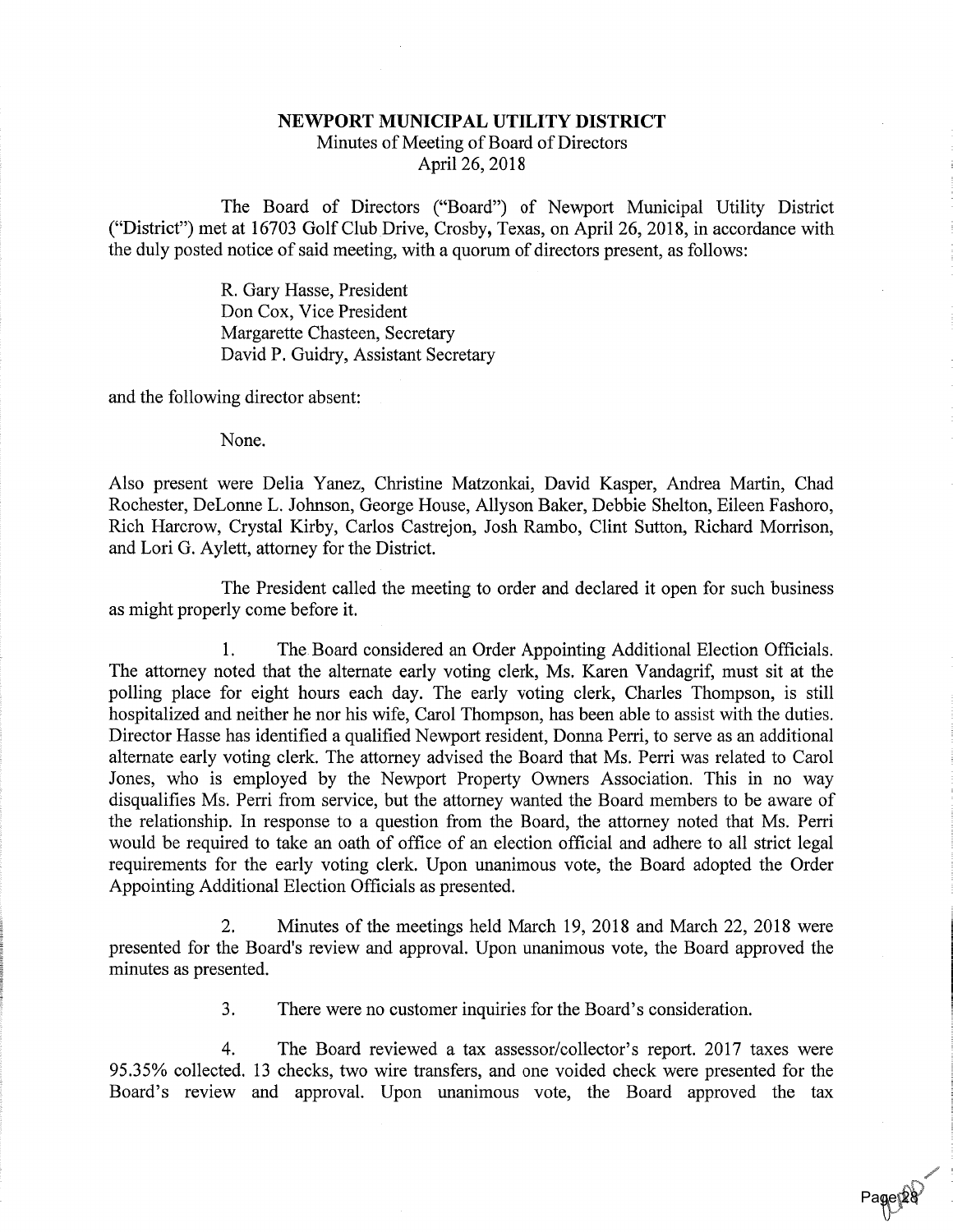**NEWPORT MUNICIPAL UTILITY DISTRICT**
Minutes of Meeting of Board of Directors
April 26, 2018

The Board of Directors ("Board") of Newport Municipal Utility District ("District") met at 16703 Golf Club Drive, Crosby, Texas, on April 26, 2018, in accordance with the duly posted notice of said meeting, with a quorum of directors present, as follows:

R. Gary Hasse, President
Don Cox, Vice President
Margarette Chasteen, Secretary
David P. Guidry, Assistant Secretary

and the following director absent:

None.

Also present were Delia Yanez, Christine Matzonkai, David Kasper, Andrea Martin, Chad Rochester, DeLonne L. Johnson, George House, Allyson Baker, Debbie Shelton, Eileen Fashoro, Rich Harcrow, Crystal Kirby, Carlos Castrejon, Josh Rambo, Clint Sutton, Richard Morrison, and Lori G. Aylett, attorney for the District.

The President called the meeting to order and declared it open for such business as might properly come before it.

1. The Board considered an Order Appointing Additional Election Officials. The attorney noted that the alternate early voting clerk, Ms. Karen Vandagrif, must sit at the polling place for eight hours each day. The early voting clerk, Charles Thompson, is still hospitalized and neither he nor his wife, Carol Thompson, has been able to assist with the duties. Director Hasse has identified a qualified Newport resident, Donna Perri, to serve as an additional alternate early voting clerk. The attorney advised the Board that Ms. Perri was related to Carol Jones, who is employed by the Newport Property Owners Association. This in no way disqualifies Ms. Perri from service, but the attorney wanted the Board members to be aware of the relationship. In response to a question from the Board, the attorney noted that Ms. Perri would be required to take an oath of office of an election official and adhere to all strict legal requirements for the early voting clerk. Upon unanimous vote, the Board adopted the Order Appointing Additional Election Officials as presented.

2. Minutes of the meetings held March 19, 2018 and March 22, 2018 were presented for the Board's review and approval. Upon unanimous vote, the Board approved the minutes as presented.

3. There were no customer inquiries for the Board's consideration.

4. The Board reviewed a tax assessor/collector's report. 2017 taxes were 95.35% collected. 13 checks, two wire transfers, and one voided check were presented for the Board's review and approval. Upon unanimous vote, the Board approved the tax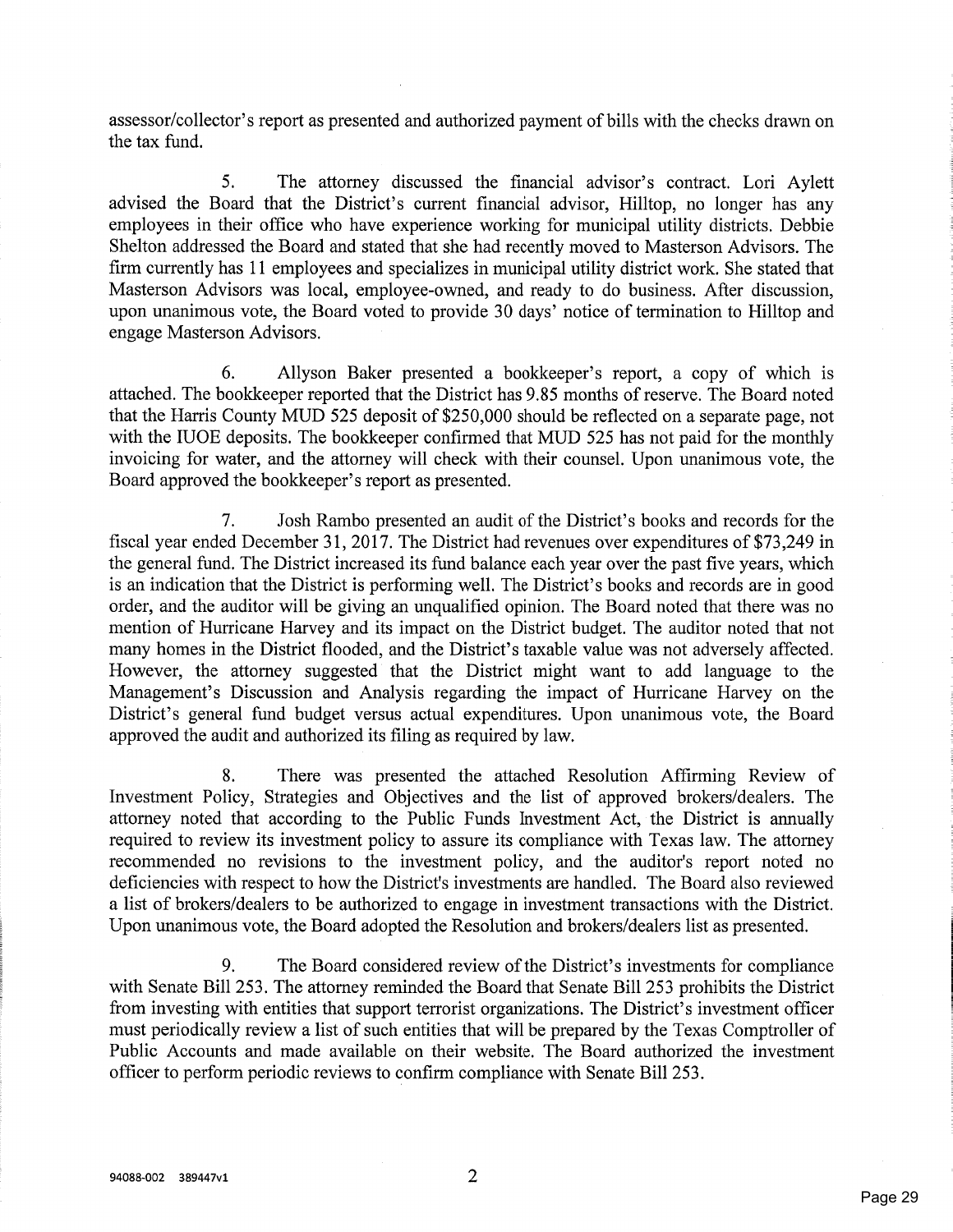assessor/collector's report as presented and authorized payment of bills with the checks drawn on the tax fund.

5. The attorney discussed the financial advisor's contract. Lori Aylett advised the Board that the District's current financial advisor, Hilltop, no longer has any employees in their office who have experience working for municipal utility districts. Debbie Shelton addressed the Board and stated that she had recently moved to Masterson Advisors. The firm currently has 11 employees and specializes in municipal utility district work. She stated that Masterson Advisors was local, employee-owned, and ready to do business. After discussion, upon unanimous vote, the Board voted to provide 30 days' notice of termination to Hilltop and engage Masterson Advisors.

6. Allyson Baker presented a bookkeeper's report, a copy of which is attached. The bookkeeper reported that the District has 9.85 months of reserve. The Board noted that the Harris County MUD 525 deposit of $250,000 should be reflected on a separate page, not with the IUOE deposits. The bookkeeper confirmed that MUD 525 has not paid for the monthly invoicing for water, and the attorney will check with their counsel. Upon unanimous vote, the Board approved the bookkeeper's report as presented.

7. Josh Rambo presented an audit of the District's books and records for the fiscal year ended December 31, 2017. The District had revenues over expenditures of $73,249 in the general fund. The District increased its fund balance each year over the past five years, which is an indication that the District is performing well. The District's books and records are in good order, and the auditor will be giving an unqualified opinion. The Board noted that there was no mention of Hurricane Harvey and its impact on the District budget. The auditor noted that not many homes in the District flooded, and the District's taxable value was not adversely affected. However, the attorney suggested that the District might want to add language to the Management's Discussion and Analysis regarding the impact of Hurricane Harvey on the District's general fund budget versus actual expenditures. Upon unanimous vote, the Board approved the audit and authorized its filing as required by law.

8. There was presented the attached Resolution Affirming Review of Investment Policy, Strategies and Objectives and the list of approved brokers/dealers. The attorney noted that according to the Public Funds Investment Act, the District is annually required to review its investment policy to assure its compliance with Texas law. The attorney recommended no revisions to the investment policy, and the auditor's report noted no deficiencies with respect to how the District's investments are handled. The Board also reviewed a list of brokers/dealers to be authorized to engage in investment transactions with the District. Upon unanimous vote, the Board adopted the Resolution and brokers/dealers list as presented.

9. The Board considered review of the District's investments for compliance with Senate Bill 253. The attorney reminded the Board that Senate Bill 253 prohibits the District from investing with entities that support terrorist organizations. The District's investment officer must periodically review a list of such entities that will be prepared by the Texas Comptroller of Public Accounts and made available on their website. The Board authorized the investment officer to perform periodic reviews to confirm compliance with Senate Bill 253.

94088-002 389447v1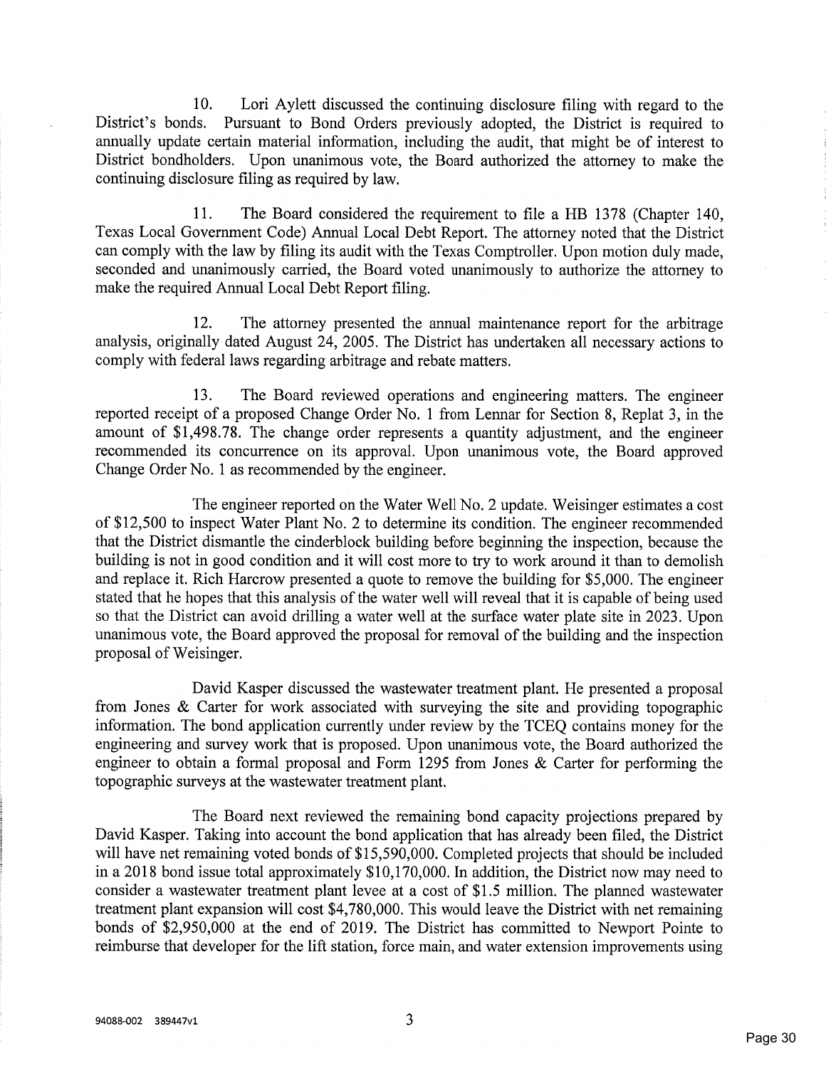10. Lori Aylett discussed the continuing disclosure filing with regard to the District's bonds. Pursuant to Bond Orders previously adopted, the District is required to annually update certain material information, including the audit, that might be of interest to District bondholders. Upon unanimous vote, the Board authorized the attorney to make the continuing disclosure filing as required by law.

11. The Board considered the requirement to file a HB 1378 (Chapter 140, Texas Local Government Code) Annual Local Debt Report. The attorney noted that the District can comply with the law by filing its audit with the Texas Comptroller. Upon motion duly made, seconded and unanimously carried, the Board voted unanimously to authorize the attorney to make the required Annual Local Debt Report filing.

12. The attorney presented the annual maintenance report for the arbitrage analysis, originally dated August 24, 2005. The District has undertaken all necessary actions to comply with federal laws regarding arbitrage and rebate matters.

13. The Board reviewed operations and engineering matters. The engineer reported receipt of a proposed Change Order No. 1 from Lennar for Section 8, Replat 3, in the amount of $1,498.78. The change order represents a quantity adjustment, and the engineer recommended its concurrence on its approval. Upon unanimous vote, the Board approved Change Order No. 1 as recommended by the engineer.

The engineer reported on the Water Well No. 2 update. Weisinger estimates a cost of $12,500 to inspect Water Plant No. 2 to determine its condition. The engineer recommended that the District dismantle the cinderblock building before beginning the inspection, because the building is not in good condition and it will cost more to try to work around it than to demolish and replace it. Rich Harcrow presented a quote to remove the building for $5,000. The engineer stated that he hopes that this analysis of the water well will reveal that it is capable of being used so that the District can avoid drilling a water well at the surface water plate site in 2023. Upon unanimous vote, the Board approved the proposal for removal of the building and the inspection proposal of Weisinger.

David Kasper discussed the wastewater treatment plant. He presented a proposal from Jones & Carter for work associated with surveying the site and providing topographic information. The bond application currently under review by the TCEQ contains money for the engineering and survey work that is proposed. Upon unanimous vote, the Board authorized the engineer to obtain a formal proposal and Form 1295 from Jones & Carter for performing the topographic surveys at the wastewater treatment plant.

The Board next reviewed the remaining bond capacity projections prepared by David Kasper. Taking into account the bond application that has already been filed, the District will have net remaining voted bonds of $15,590,000. Completed projects that should be included in a 2018 bond issue total approximately $10,170,000. In addition, the District now may need to consider a wastewater treatment plant levee at a cost of $1.5 million. The planned wastewater treatment plant expansion will cost $4,780,000. This would leave the District with net remaining bonds of $2,950,000 at the end of 2019. The District has committed to Newport Pointe to reimburse that developer for the lift station, force main, and water extension improvements using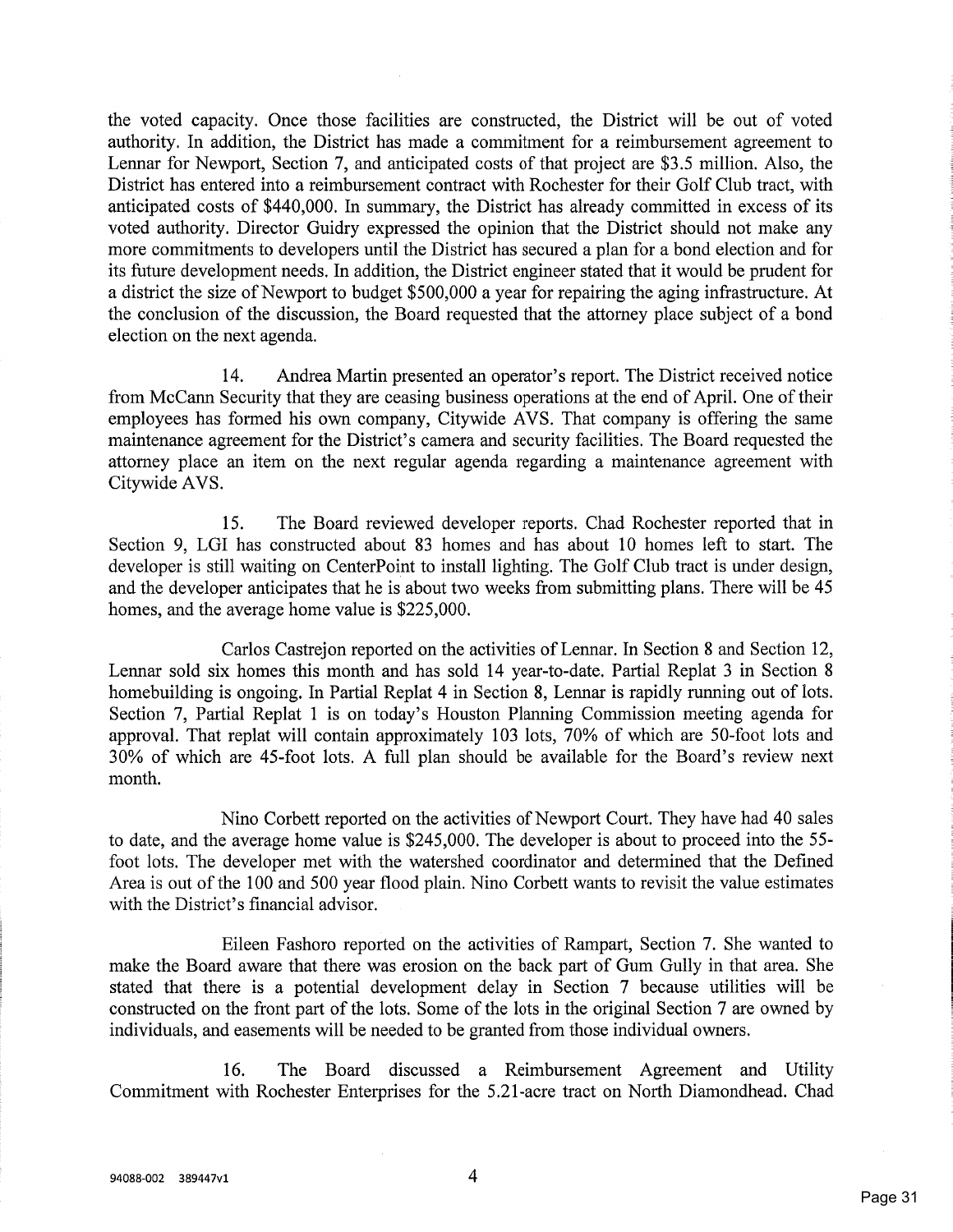the voted capacity. Once those facilities are constructed, the District will be out of voted authority. In addition, the District has made a commitment for a reimbursement agreement to Lennar for Newport, Section 7, and anticipated costs of that project are $3.5 million. Also, the District has entered into a reimbursement contract with Rochester for their Golf Club tract, with anticipated costs of $440,000. In summary, the District has already committed in excess of its voted authority. Director Guidry expressed the opinion that the District should not make any more commitments to developers until the District has secured a plan for a bond election and for its future development needs. In addition, the District engineer stated that it would be prudent for a district the size of Newport to budget $500,000 a year for repairing the aging infrastructure. At the conclusion of the discussion, the Board requested that the attorney place subject of a bond election on the next agenda.

14. Andrea Martin presented an operator's report. The District received notice from McCann Security that they are ceasing business operations at the end of April. One of their employees has formed his own company, Citywide AVS. That company is offering the same maintenance agreement for the District's camera and security facilities. The Board requested the attorney place an item on the next regular agenda regarding a maintenance agreement with Citywide AVS.

15. The Board reviewed developer reports. Chad Rochester reported that in Section 9, LGI has constructed about 83 homes and has about 10 homes left to start. The developer is still waiting on CenterPoint to install lighting. The Golf Club tract is under design, and the developer anticipates that he is about two weeks from submitting plans. There will be 45 homes, and the average home value is $225,000.

Carlos Castrejon reported on the activities of Lennar. In Section 8 and Section 12, Lennar sold six homes this month and has sold 14 year-to-date. Partial Replat 3 in Section 8 homebuilding is ongoing. In Partial Replat 4 in Section 8, Lennar is rapidly running out of lots. Section 7, Partial Replat 1 is on today's Houston Planning Commission meeting agenda for approval. That replat will contain approximately 103 lots, 70% of which are 50-foot lots and 30% of which are 45-foot lots. A full plan should be available for the Board's review next month.

Nino Corbett reported on the activities of Newport Court. They have had 40 sales to date, and the average home value is $245,000. The developer is about to proceed into the 55-foot lots. The developer met with the watershed coordinator and determined that the Defined Area is out of the 100 and 500 year flood plain. Nino Corbett wants to revisit the value estimates with the District's financial advisor.

Eileen Fashoro reported on the activities of Rampart, Section 7. She wanted to make the Board aware that there was erosion on the back part of Gum Gully in that area. She stated that there is a potential development delay in Section 7 because utilities will be constructed on the front part of the lots. Some of the lots in the original Section 7 are owned by individuals, and easements will be needed to be granted from those individual owners.

16. The Board discussed a Reimbursement Agreement and Utility Commitment with Rochester Enterprises for the 5.21-acre tract on North Diamondhead. Chad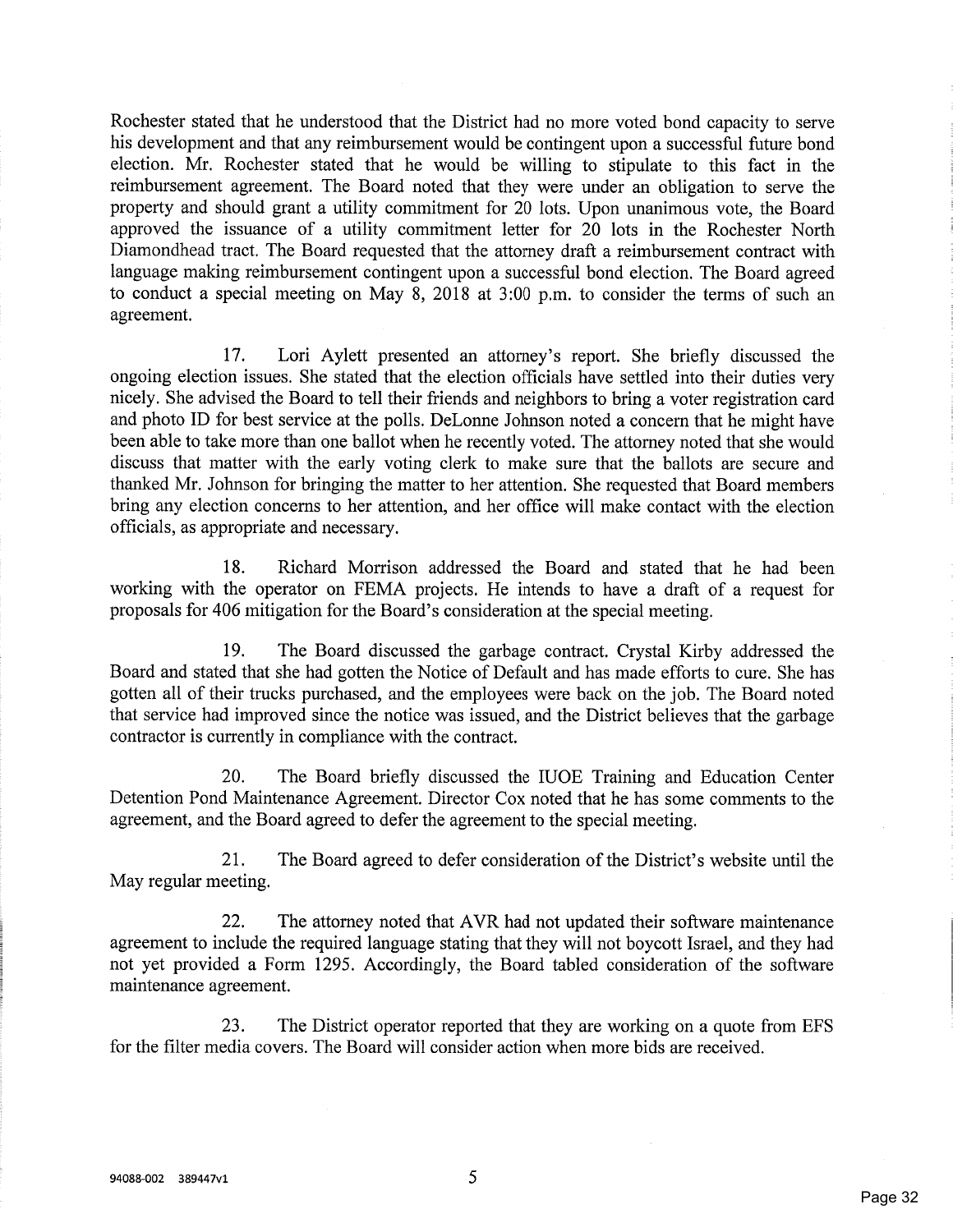Rochester stated that he understood that the District had no more voted bond capacity to serve his development and that any reimbursement would be contingent upon a successful future bond election. Mr. Rochester stated that he would be willing to stipulate to this fact in the reimbursement agreement. The Board noted that they were under an obligation to serve the property and should grant a utility commitment for 20 lots. Upon unanimous vote, the Board approved the issuance of a utility commitment letter for 20 lots in the Rochester North Diamondhead tract. The Board requested that the attorney draft a reimbursement contract with language making reimbursement contingent upon a successful bond election. The Board agreed to conduct a special meeting on May 8, 2018 at 3:00 p.m. to consider the terms of such an agreement.

17. Lori Aylett presented an attorney's report. She briefly discussed the ongoing election issues. She stated that the election officials have settled into their duties very nicely. She advised the Board to tell their friends and neighbors to bring a voter registration card and photo ID for best service at the polls. DeLonne Johnson noted a concern that he might have been able to take more than one ballot when he recently voted. The attorney noted that she would discuss that matter with the early voting clerk to make sure that the ballots are secure and thanked Mr. Johnson for bringing the matter to her attention. She requested that Board members bring any election concerns to her attention, and her office will make contact with the election officials, as appropriate and necessary.

18. Richard Morrison addressed the Board and stated that he had been working with the operator on FEMA projects. He intends to have a draft of a request for proposals for 406 mitigation for the Board's consideration at the special meeting.

19. The Board discussed the garbage contract. Crystal Kirby addressed the Board and stated that she had gotten the Notice of Default and has made efforts to cure. She has gotten all of their trucks purchased, and the employees were back on the job. The Board noted that service had improved since the notice was issued, and the District believes that the garbage contractor is currently in compliance with the contract.

20. The Board briefly discussed the IUOE Training and Education Center Detention Pond Maintenance Agreement. Director Cox noted that he has some comments to the agreement, and the Board agreed to defer the agreement to the special meeting.

21. The Board agreed to defer consideration of the District's website until the May regular meeting.

22. The attorney noted that AVR had not updated their software maintenance agreement to include the required language stating that they will not boycott Israel, and they had not yet provided a Form 1295. Accordingly, the Board tabled consideration of the software maintenance agreement.

23. The District operator reported that they are working on a quote from EFS for the filter media covers. The Board will consider action when more bids are received.

94088-002 389447v1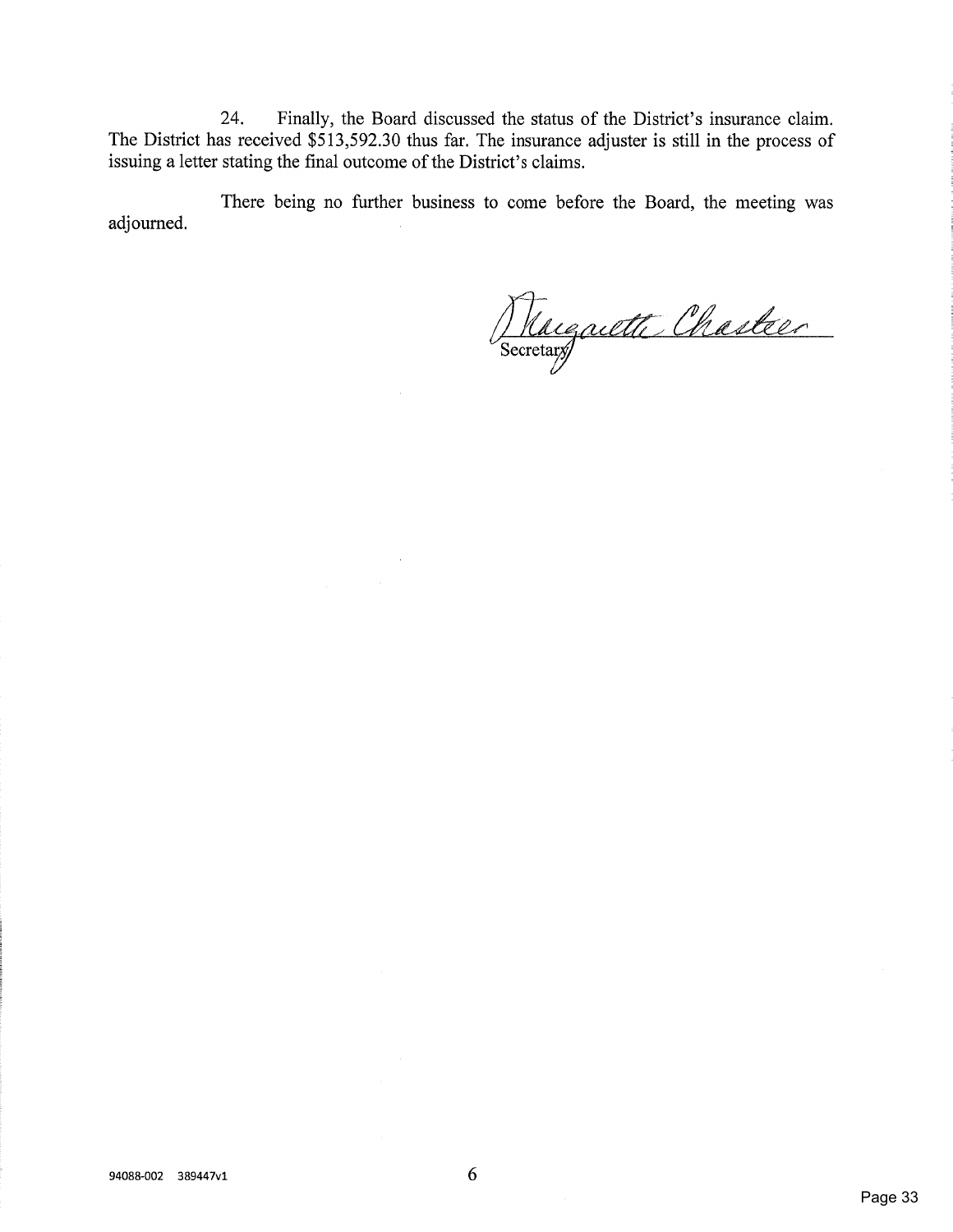24. Finally, the Board discussed the status of the District's insurance claim. The District has received $513,592.30 thus far. The insurance adjuster is still in the process of issuing a letter stating the final outcome of the District's claims.

There being no further business to come before the Board, the meeting was adjourned.

Margarette Chastee
Secretary

94088-002 389447v1